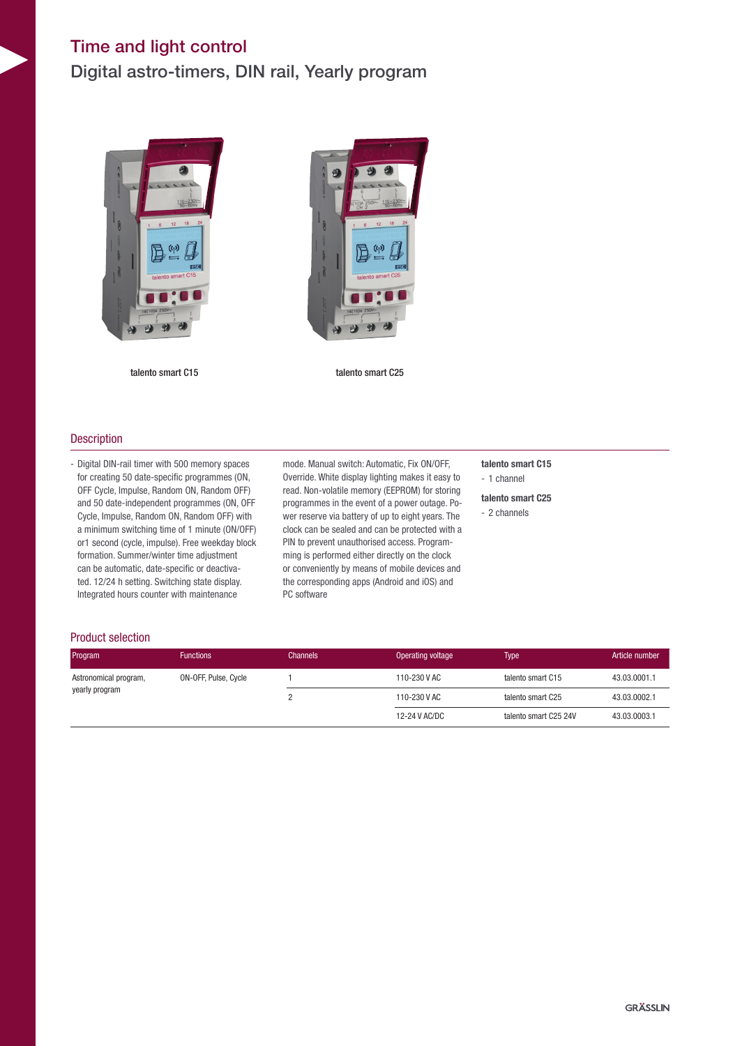# Time and light control

## Digital astro-timers, DIN rail, Yearly program

talento smart C15

talento smart C25

### Description

- Digital DIN-rail timer with 500 memory spaces for creating 50 date-specific programmes (ON, OFF Cycle, Impulse, Random ON, Random OFF) and 50 date-independent programmes (ON, OFF Cycle, Impulse, Random ON, Random OFF) with a minimum switching time of 1 minute (ON/OFF) or1 second (cycle, impulse). Free weekday block formation. Summer/winter time adjustment can be automatic, date-specific or deactivated. 12/24 h setting. Switching state display. Integrated hours counter with maintenance mode. Manual switch: Automatic, Fix ON/OFF, Override. White display lighting makes it easy to read. Non-volatile memory (EEPROM) for storing programmes in the event of a power outage. Power reserve via battery of up to eight years. The clock can be sealed and can be protected with a PIN to prevent unauthorised access. Programming is performed either directly on the clock or conveniently by means of mobile devices and the corresponding apps (Android and iOS) and PC software

**talento smart C15**
- 1 channel

**talento smart C25**
- 2 channels

### Product selection

| Program | Functions | Channels | Operating voltage | Type | Article number |
|---|---|---|---|---|---|
| Astronomical program, yearly program | ON-OFF, Pulse, Cycle | 1 | 110-230 V AC | talento smart C15 | 43.03.0001.1 |
| | | 2 | 110-230 V AC | talento smart C25 | 43.03.0002.1 |
| | | | 12-24 V AC/DC | talento smart C25 24V | 43.03.0003.1 |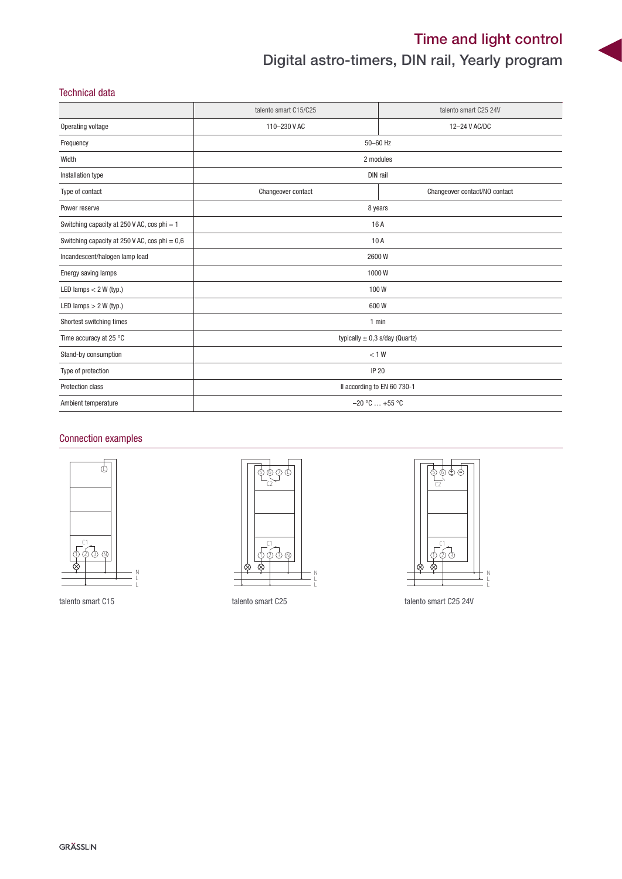# Time and light control

## Digital astro-timers, DIN rail, Yearly program

### Technical data

| | talento smart C15/C25 | talento smart C25 24V |
|---|---|---|
| Operating voltage | 110–230 V AC | 12–24 V AC/DC |
| Frequency | 50–60 Hz | |
| Width | 2 modules | |
| Installation type | DIN rail | |
| Type of contact | Changeover contact | Changeover contact/NO contact |
| Power reserve | 8 years | |
| Switching capacity at 250 V AC, cos phi = 1 | 16 A | |
| Switching capacity at 250 V AC, cos phi = 0,6 | 10 A | |
| Incandescent/halogen lamp load | 2600 W | |
| Energy saving lamps | 1000 W | |
| LED lamps < 2 W (typ.) | 100 W | |
| LED lamps > 2 W (typ.) | 600 W | |
| Shortest switching times | 1 min | |
| Time accuracy at 25 °C | typically ± 0,3 s/day (Quartz) | |
| Stand-by consumption | < 1 W | |
| Type of protection | IP 20 | |
| Protection class | II according to EN 60 730-1 | |
| Ambient temperature | –20 °C … +55 °C | |

### Connection examples

talento smart C15

talento smart C25

talento smart C25 24V